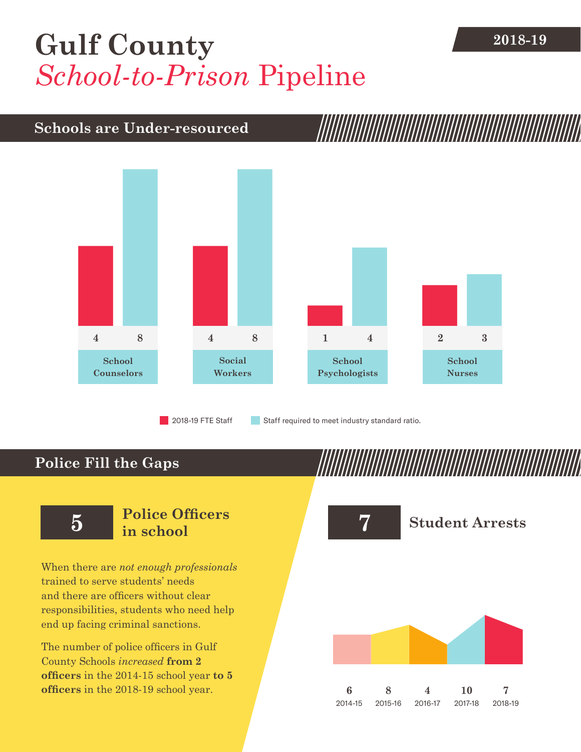# Gulf County *School-to-Prison* Pipeline

2018-19

## Schools are Under-resourced

| | 2018-19 FTE Staff | Staff required to meet industry standard ratio. |
|---|---|---|
| School Counselors | 4 | 8 |
| Social Workers | 4 | 8 |
| School Psychologists | 1 | 4 |
| School Nurses | 2 | 3 |

## Police Fill the Gaps

**5** **Police Officers in school**

When there are *not enough professionals* trained to serve students' needs and there are officers without clear responsibilities, students who need help end up facing criminal sanctions.

The number of police officers in Gulf County Schools *increased* **from 2 officers** in the 2014-15 school year **to 5 officers** in the 2018-19 school year.

**7** **Student Arrests**

| 2014-15 | 2015-16 | 2016-17 | 2017-18 | 2018-19 |
|---|---|---|---|---|
| 6 | 8 | 4 | 10 | 7 |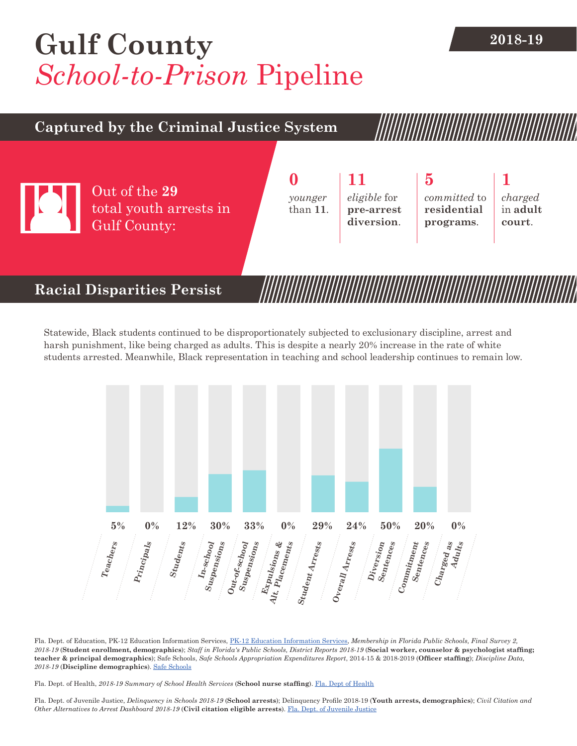# Gulf County *School-to-Prison* Pipeline

2018-19

## Captured by the Criminal Justice System

Out of the **29** total youth arrests in Gulf County:

**0** *younger* than **11**.

**11** *eligible* for **pre-arrest diversion**.

**5** *committed* to **residential programs**.

**1** *charged* in **adult court**.

## Racial Disparities Persist

Statewide, Black students continued to be disproportionately subjected to exclusionary discipline, arrest and harsh punishment, like being charged as adults. This is despite a nearly 20% increase in the rate of white students arrested. Meanwhile, Black representation in teaching and school leadership continues to remain low.

5% Teachers
0% Principals
12% Students
30% In-school Suspensions
33% Out-of-school Suspensions
0% Expulsions & Alt. Placements
29% Student Arrests
24% Overall Arrests
50% Diversion Sentences
20% Commitment Sentences
0% Charged as Adults

Fla. Dept. of Education, PK-12 Education Information Services, PK-12 Education Information Services, *Membership in Florida Public Schools, Final Survey 2, 2018-19* (**Student enrollment, demographics**); *Staff in Florida's Public Schools, District Reports 2018-19* (**Social worker, counselor & psychologist staffing; teacher & principal demographics**); Safe Schools, *Safe Schools Appropriation Expenditures Report*, 2014-15 & 2018-2019 (**Officer staffing**); *Discipline Data, 2018-19* (**Discipline demographics**). Safe Schools

Fla. Dept. of Health, *2018-19 Summary of School Health Services* (**School nurse staffing**). Fla. Dept of Health

Fla. Dept. of Juvenile Justice, *Delinquency in Schools 2018-19* (**School arrests**); Delinquency Profile 2018-19 (**Youth arrests, demographics**); *Civil Citation and Other Alternatives to Arrest Dashboard 2018-19* (**Civil citation eligible arrests**). Fla. Dept. of Juvenile Justice